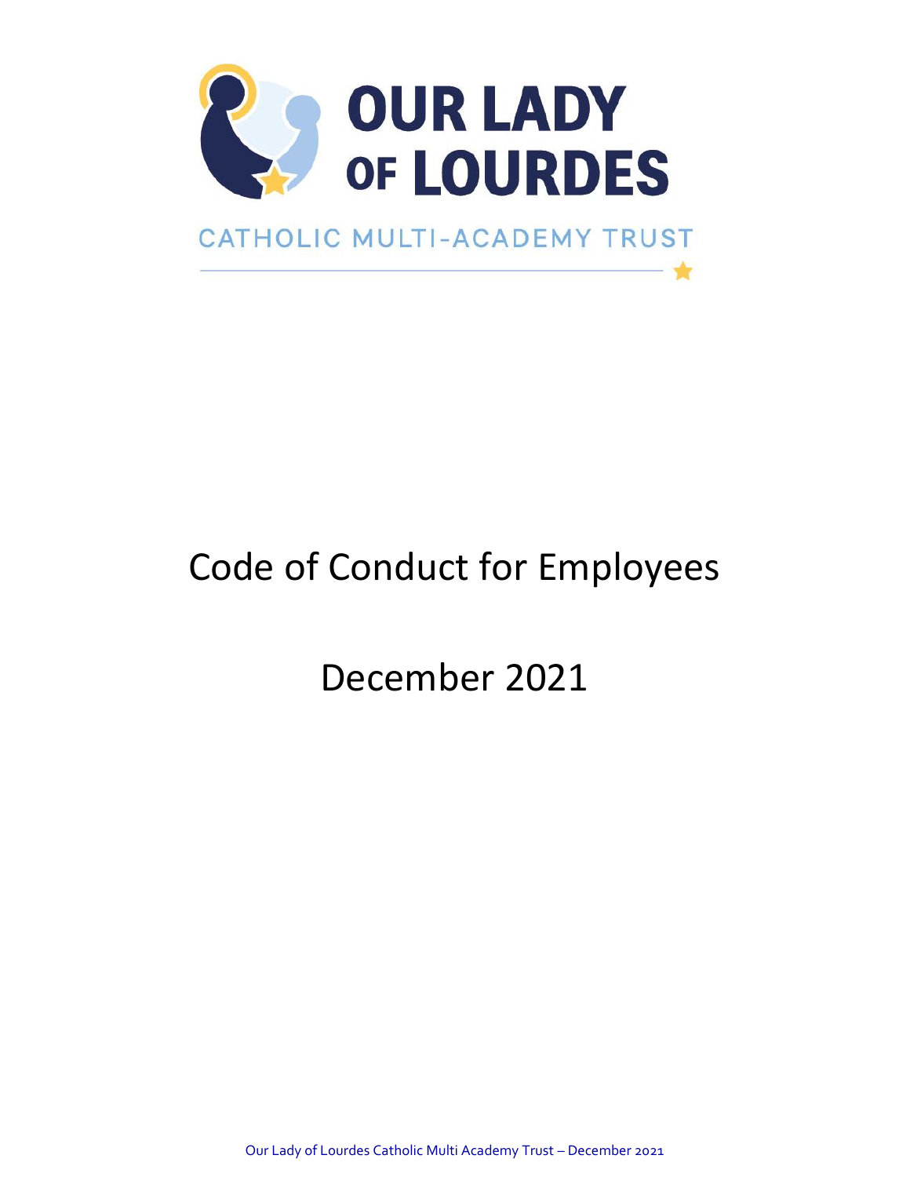# OUR LADY OF LOURDES

CATHOLIC MULTI-ACADEMY TRUST

# Code of Conduct for Employees

# December 2021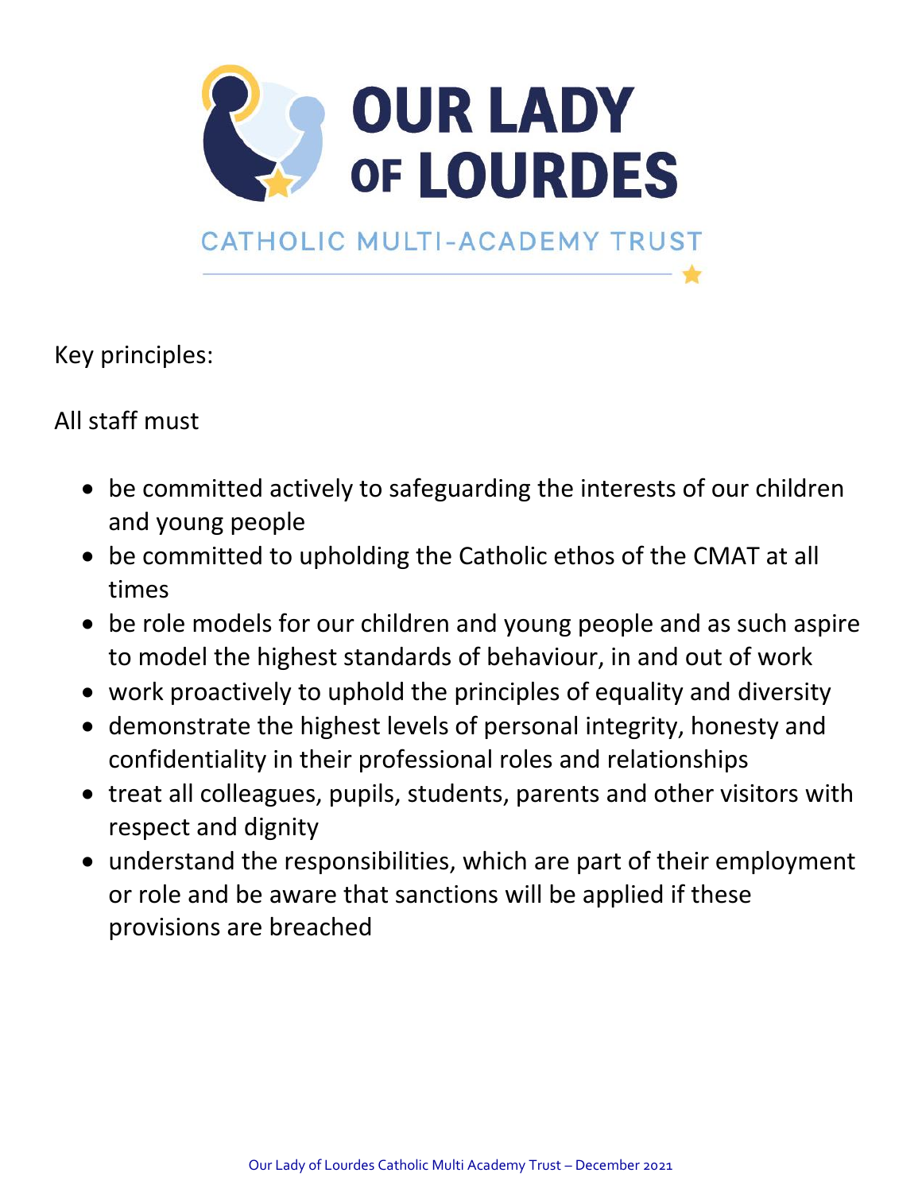Key principles:

All staff must

- be committed actively to safeguarding the interests of our children and young people
- be committed to upholding the Catholic ethos of the CMAT at all times
- be role models for our children and young people and as such aspire to model the highest standards of behaviour, in and out of work
- work proactively to uphold the principles of equality and diversity
- demonstrate the highest levels of personal integrity, honesty and confidentiality in their professional roles and relationships
- treat all colleagues, pupils, students, parents and other visitors with respect and dignity
- understand the responsibilities, which are part of their employment or role and be aware that sanctions will be applied if these provisions are breached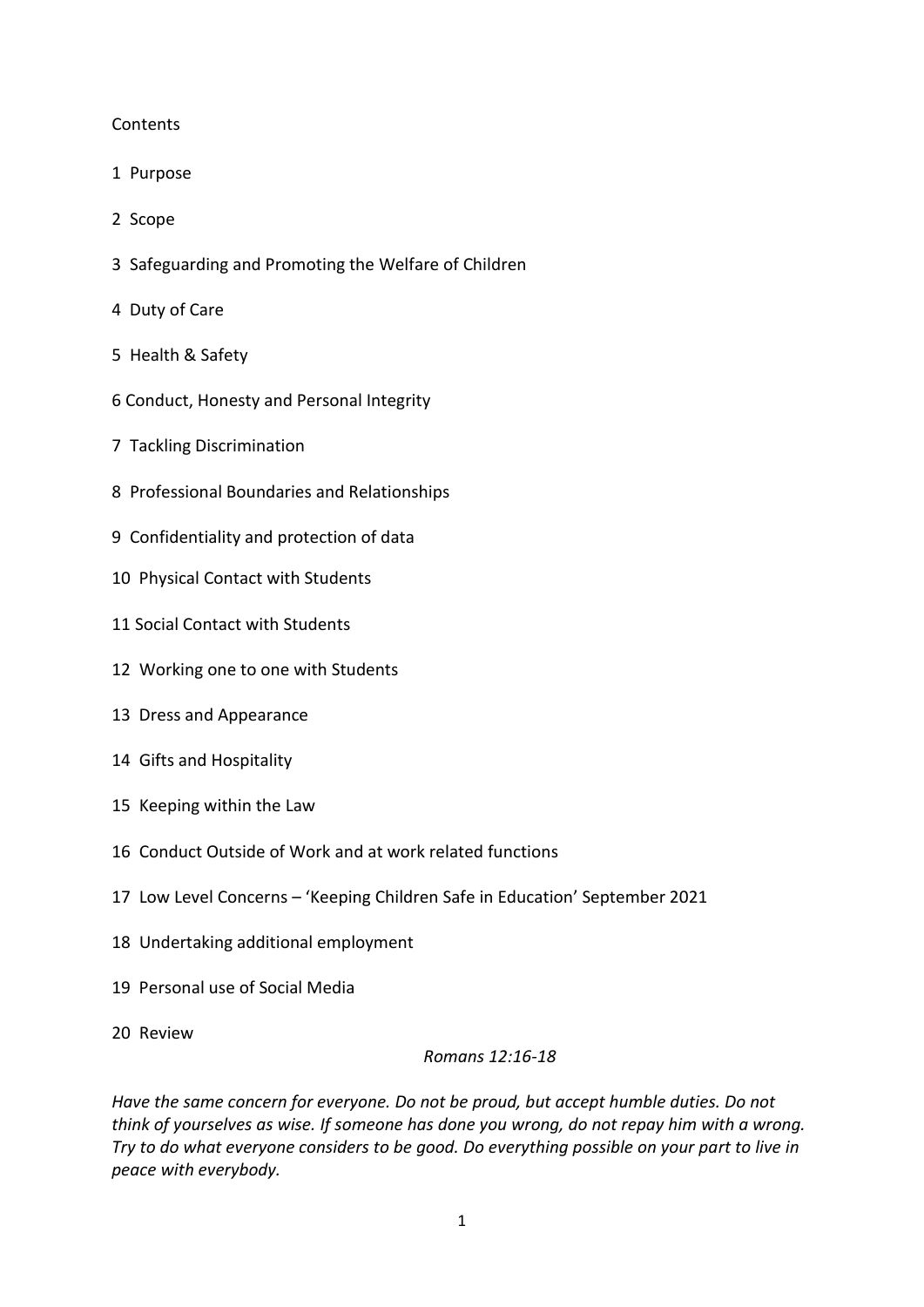Contents

1 Purpose

2 Scope

3 Safeguarding and Promoting the Welfare of Children

4 Duty of Care

5 Health & Safety

6 Conduct, Honesty and Personal Integrity

7 Tackling Discrimination

8 Professional Boundaries and Relationships

9 Confidentiality and protection of data

10 Physical Contact with Students

11 Social Contact with Students

12 Working one to one with Students

13 Dress and Appearance

14 Gifts and Hospitality

15 Keeping within the Law

16 Conduct Outside of Work and at work related functions

17 Low Level Concerns – 'Keeping Children Safe in Education' September 2021

18 Undertaking additional employment

19 Personal use of Social Media

20 Review

*Romans 12:16-18*

*Have the same concern for everyone. Do not be proud, but accept humble duties. Do not think of yourselves as wise. If someone has done you wrong, do not repay him with a wrong. Try to do what everyone considers to be good. Do everything possible on your part to live in peace with everybody.*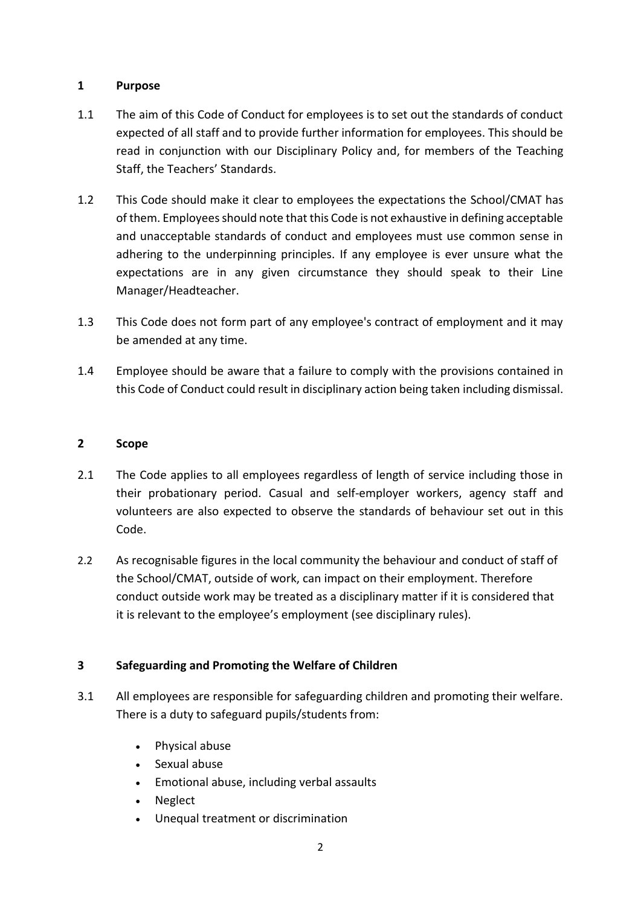## 1 Purpose

1.1 The aim of this Code of Conduct for employees is to set out the standards of conduct expected of all staff and to provide further information for employees. This should be read in conjunction with our Disciplinary Policy and, for members of the Teaching Staff, the Teachers' Standards.

1.2 This Code should make it clear to employees the expectations the School/CMAT has of them. Employees should note that this Code is not exhaustive in defining acceptable and unacceptable standards of conduct and employees must use common sense in adhering to the underpinning principles. If any employee is ever unsure what the expectations are in any given circumstance they should speak to their Line Manager/Headteacher.

1.3 This Code does not form part of any employee's contract of employment and it may be amended at any time.

1.4 Employee should be aware that a failure to comply with the provisions contained in this Code of Conduct could result in disciplinary action being taken including dismissal.

## 2 Scope

2.1 The Code applies to all employees regardless of length of service including those in their probationary period. Casual and self-employer workers, agency staff and volunteers are also expected to observe the standards of behaviour set out in this Code.

2.2 As recognisable figures in the local community the behaviour and conduct of staff of the School/CMAT, outside of work, can impact on their employment. Therefore conduct outside work may be treated as a disciplinary matter if it is considered that it is relevant to the employee's employment (see disciplinary rules).

## 3 Safeguarding and Promoting the Welfare of Children

3.1 All employees are responsible for safeguarding children and promoting their welfare. There is a duty to safeguard pupils/students from:

- Physical abuse
- Sexual abuse
- Emotional abuse, including verbal assaults
- Neglect
- Unequal treatment or discrimination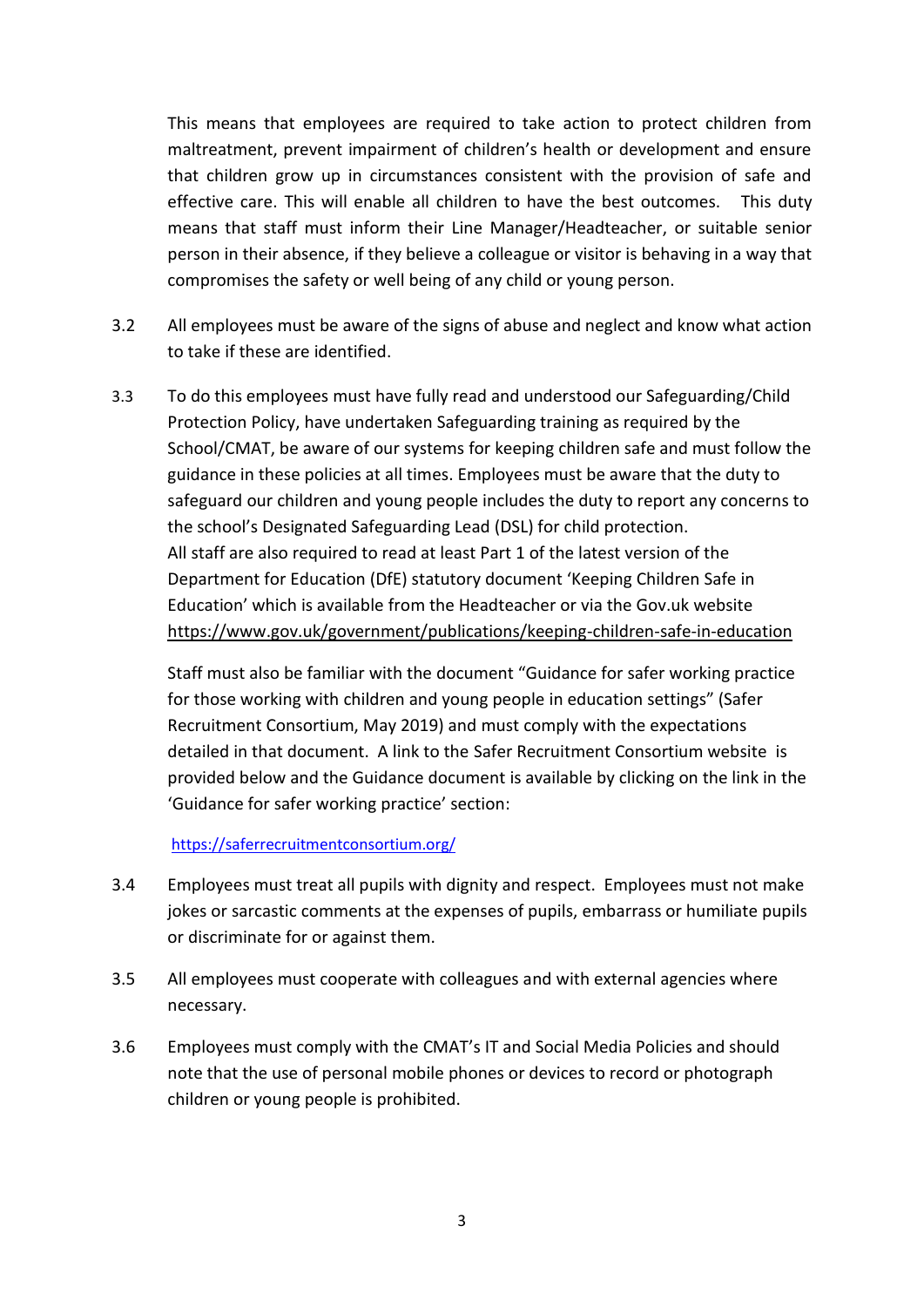This means that employees are required to take action to protect children from maltreatment, prevent impairment of children's health or development and ensure that children grow up in circumstances consistent with the provision of safe and effective care. This will enable all children to have the best outcomes. This duty means that staff must inform their Line Manager/Headteacher, or suitable senior person in their absence, if they believe a colleague or visitor is behaving in a way that compromises the safety or well being of any child or young person.

3.2 All employees must be aware of the signs of abuse and neglect and know what action to take if these are identified.

3.3 To do this employees must have fully read and understood our Safeguarding/Child Protection Policy, have undertaken Safeguarding training as required by the School/CMAT, be aware of our systems for keeping children safe and must follow the guidance in these policies at all times. Employees must be aware that the duty to safeguard our children and young people includes the duty to report any concerns to the school's Designated Safeguarding Lead (DSL) for child protection.
All staff are also required to read at least Part 1 of the latest version of the Department for Education (DfE) statutory document 'Keeping Children Safe in Education' which is available from the Headteacher or via the Gov.uk website https://www.gov.uk/government/publications/keeping-children-safe-in-education

Staff must also be familiar with the document "Guidance for safer working practice for those working with children and young people in education settings" (Safer Recruitment Consortium, May 2019) and must comply with the expectations detailed in that document. A link to the Safer Recruitment Consortium website is provided below and the Guidance document is available by clicking on the link in the 'Guidance for safer working practice' section:

https://saferrecruitmentconsortium.org/

3.4 Employees must treat all pupils with dignity and respect. Employees must not make jokes or sarcastic comments at the expenses of pupils, embarrass or humiliate pupils or discriminate for or against them.

3.5 All employees must cooperate with colleagues and with external agencies where necessary.

3.6 Employees must comply with the CMAT's IT and Social Media Policies and should note that the use of personal mobile phones or devices to record or photograph children or young people is prohibited.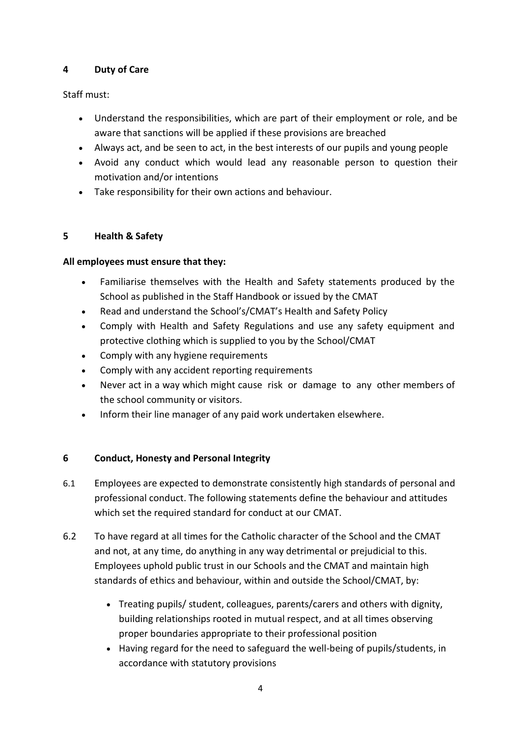## 4 Duty of Care

Staff must:

- Understand the responsibilities, which are part of their employment or role, and be aware that sanctions will be applied if these provisions are breached
- Always act, and be seen to act, in the best interests of our pupils and young people
- Avoid any conduct which would lead any reasonable person to question their motivation and/or intentions
- Take responsibility for their own actions and behaviour.

## 5 Health & Safety

**All employees must ensure that they:**

- Familiarise themselves with the Health and Safety statements produced by the School as published in the Staff Handbook or issued by the CMAT
- Read and understand the School's/CMAT's Health and Safety Policy
- Comply with Health and Safety Regulations and use any safety equipment and protective clothing which is supplied to you by the School/CMAT
- Comply with any hygiene requirements
- Comply with any accident reporting requirements
- Never act in a way which might cause risk or damage to any other members of the school community or visitors.
- Inform their line manager of any paid work undertaken elsewhere.

## 6 Conduct, Honesty and Personal Integrity

6.1 Employees are expected to demonstrate consistently high standards of personal and professional conduct. The following statements define the behaviour and attitudes which set the required standard for conduct at our CMAT.

6.2 To have regard at all times for the Catholic character of the School and the CMAT and not, at any time, do anything in any way detrimental or prejudicial to this. Employees uphold public trust in our Schools and the CMAT and maintain high standards of ethics and behaviour, within and outside the School/CMAT, by:

- Treating pupils/ student, colleagues, parents/carers and others with dignity, building relationships rooted in mutual respect, and at all times observing proper boundaries appropriate to their professional position
- Having regard for the need to safeguard the well-being of pupils/students, in accordance with statutory provisions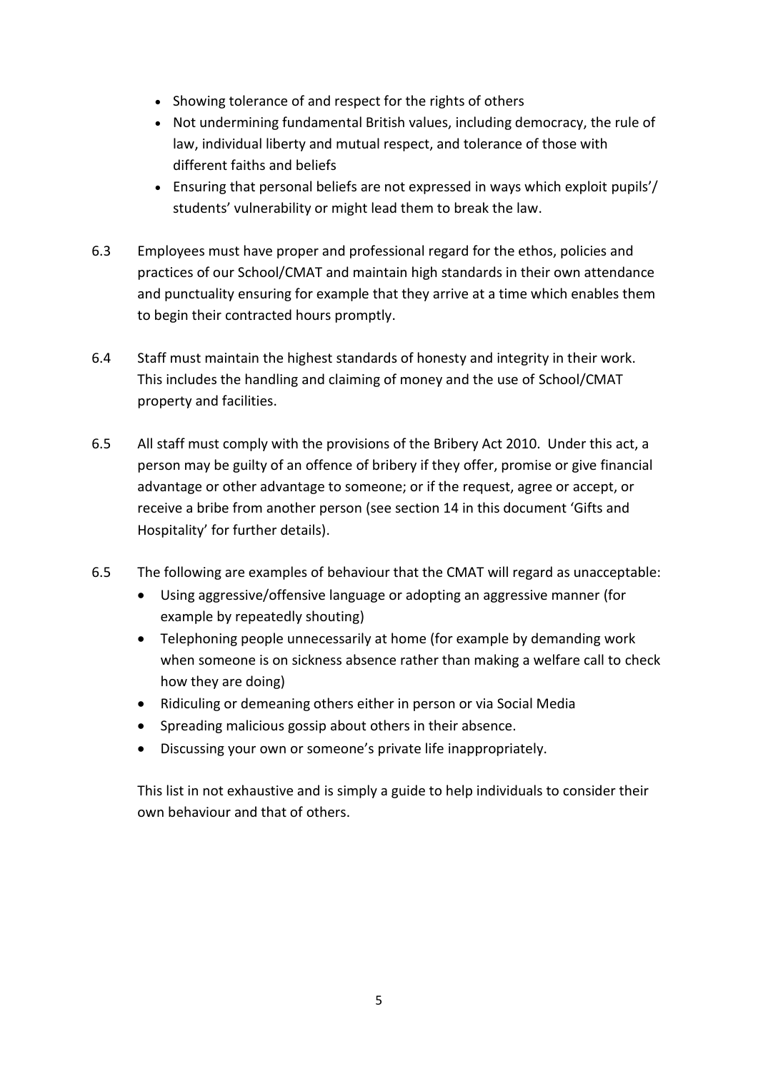- Showing tolerance of and respect for the rights of others
- Not undermining fundamental British values, including democracy, the rule of law, individual liberty and mutual respect, and tolerance of those with different faiths and beliefs
- Ensuring that personal beliefs are not expressed in ways which exploit pupils'/ students' vulnerability or might lead them to break the law.

6.3 Employees must have proper and professional regard for the ethos, policies and practices of our School/CMAT and maintain high standards in their own attendance and punctuality ensuring for example that they arrive at a time which enables them to begin their contracted hours promptly.

6.4 Staff must maintain the highest standards of honesty and integrity in their work. This includes the handling and claiming of money and the use of School/CMAT property and facilities.

6.5 All staff must comply with the provisions of the Bribery Act 2010. Under this act, a person may be guilty of an offence of bribery if they offer, promise or give financial advantage or other advantage to someone; or if the request, agree or accept, or receive a bribe from another person (see section 14 in this document 'Gifts and Hospitality' for further details).

6.5 The following are examples of behaviour that the CMAT will regard as unacceptable:

- Using aggressive/offensive language or adopting an aggressive manner (for example by repeatedly shouting)
- Telephoning people unnecessarily at home (for example by demanding work when someone is on sickness absence rather than making a welfare call to check how they are doing)
- Ridiculing or demeaning others either in person or via Social Media
- Spreading malicious gossip about others in their absence.
- Discussing your own or someone's private life inappropriately.

This list in not exhaustive and is simply a guide to help individuals to consider their own behaviour and that of others.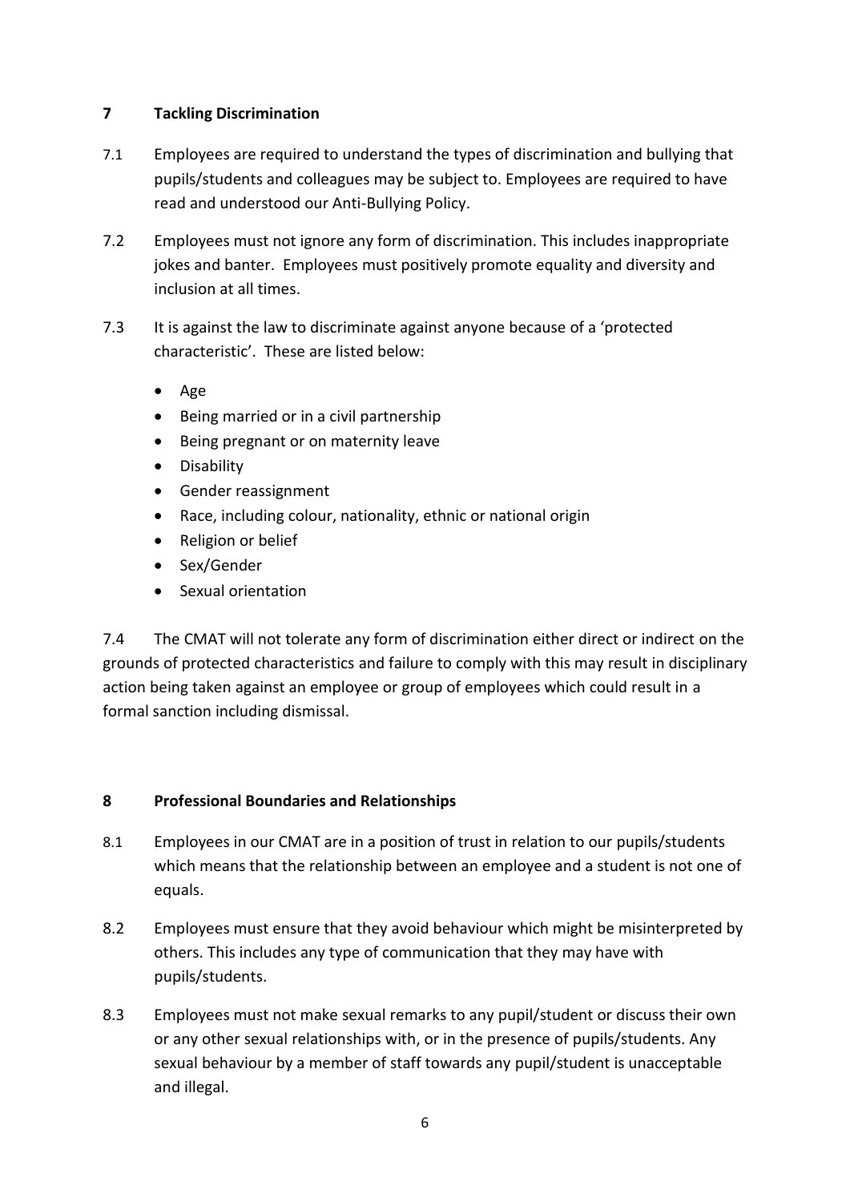## 7 Tackling Discrimination

7.1 Employees are required to understand the types of discrimination and bullying that pupils/students and colleagues may be subject to. Employees are required to have read and understood our Anti-Bullying Policy.

7.2 Employees must not ignore any form of discrimination. This includes inappropriate jokes and banter. Employees must positively promote equality and diversity and inclusion at all times.

7.3 It is against the law to discriminate against anyone because of a 'protected characteristic'. These are listed below:

- Age
- Being married or in a civil partnership
- Being pregnant or on maternity leave
- Disability
- Gender reassignment
- Race, including colour, nationality, ethnic or national origin
- Religion or belief
- Sex/Gender
- Sexual orientation

7.4 The CMAT will not tolerate any form of discrimination either direct or indirect on the grounds of protected characteristics and failure to comply with this may result in disciplinary action being taken against an employee or group of employees which could result in a formal sanction including dismissal.

## 8 Professional Boundaries and Relationships

8.1 Employees in our CMAT are in a position of trust in relation to our pupils/students which means that the relationship between an employee and a student is not one of equals.

8.2 Employees must ensure that they avoid behaviour which might be misinterpreted by others. This includes any type of communication that they may have with pupils/students.

8.3 Employees must not make sexual remarks to any pupil/student or discuss their own or any other sexual relationships with, or in the presence of pupils/students. Any sexual behaviour by a member of staff towards any pupil/student is unacceptable and illegal.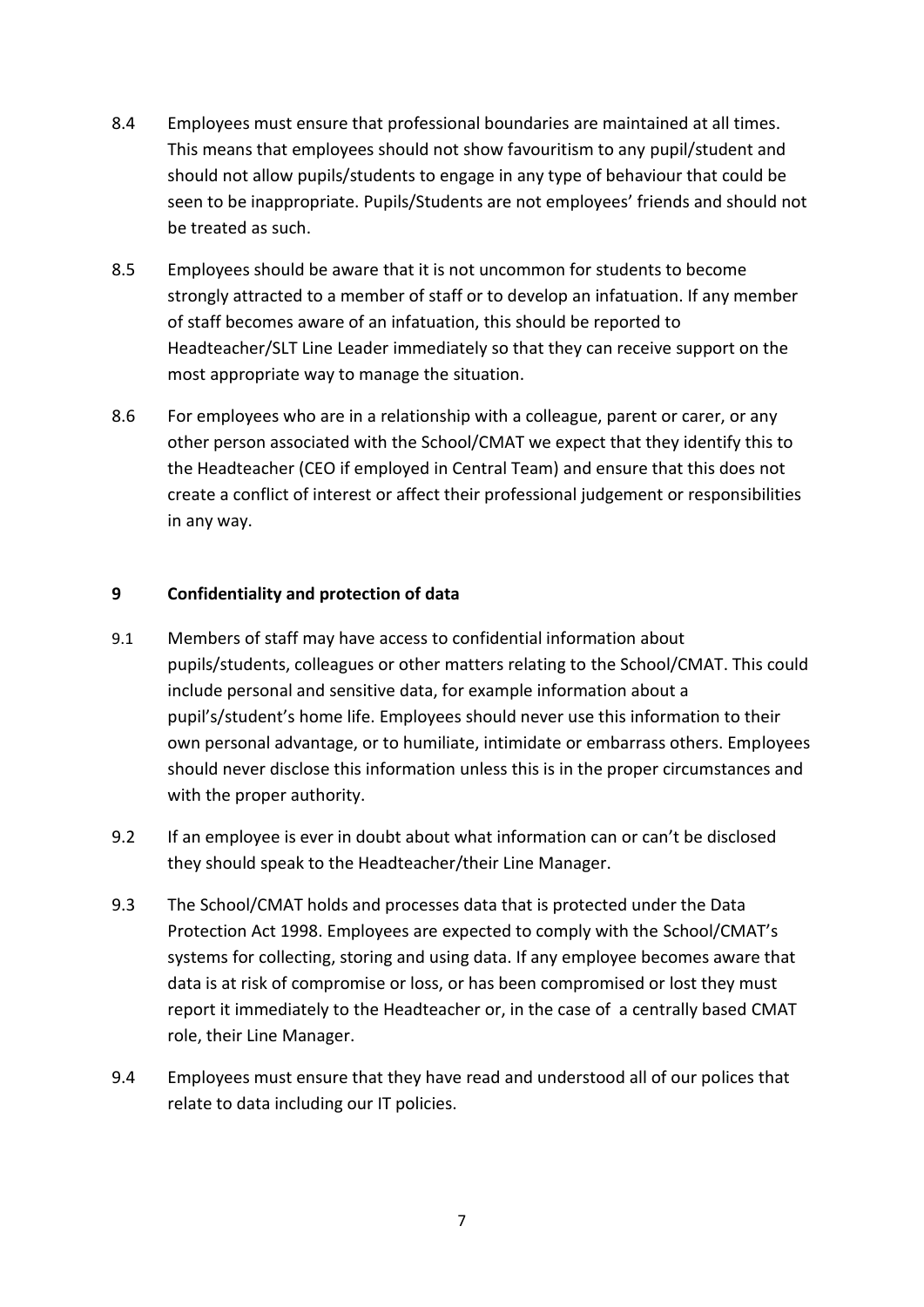8.4 Employees must ensure that professional boundaries are maintained at all times. This means that employees should not show favouritism to any pupil/student and should not allow pupils/students to engage in any type of behaviour that could be seen to be inappropriate. Pupils/Students are not employees' friends and should not be treated as such.

8.5 Employees should be aware that it is not uncommon for students to become strongly attracted to a member of staff or to develop an infatuation. If any member of staff becomes aware of an infatuation, this should be reported to Headteacher/SLT Line Leader immediately so that they can receive support on the most appropriate way to manage the situation.

8.6 For employees who are in a relationship with a colleague, parent or carer, or any other person associated with the School/CMAT we expect that they identify this to the Headteacher (CEO if employed in Central Team) and ensure that this does not create a conflict of interest or affect their professional judgement or responsibilities in any way.

## 9 Confidentiality and protection of data

9.1 Members of staff may have access to confidential information about pupils/students, colleagues or other matters relating to the School/CMAT. This could include personal and sensitive data, for example information about a pupil's/student's home life. Employees should never use this information to their own personal advantage, or to humiliate, intimidate or embarrass others. Employees should never disclose this information unless this is in the proper circumstances and with the proper authority.

9.2 If an employee is ever in doubt about what information can or can't be disclosed they should speak to the Headteacher/their Line Manager.

9.3 The School/CMAT holds and processes data that is protected under the Data Protection Act 1998. Employees are expected to comply with the School/CMAT's systems for collecting, storing and using data. If any employee becomes aware that data is at risk of compromise or loss, or has been compromised or lost they must report it immediately to the Headteacher or, in the case of a centrally based CMAT role, their Line Manager.

9.4 Employees must ensure that they have read and understood all of our polices that relate to data including our IT policies.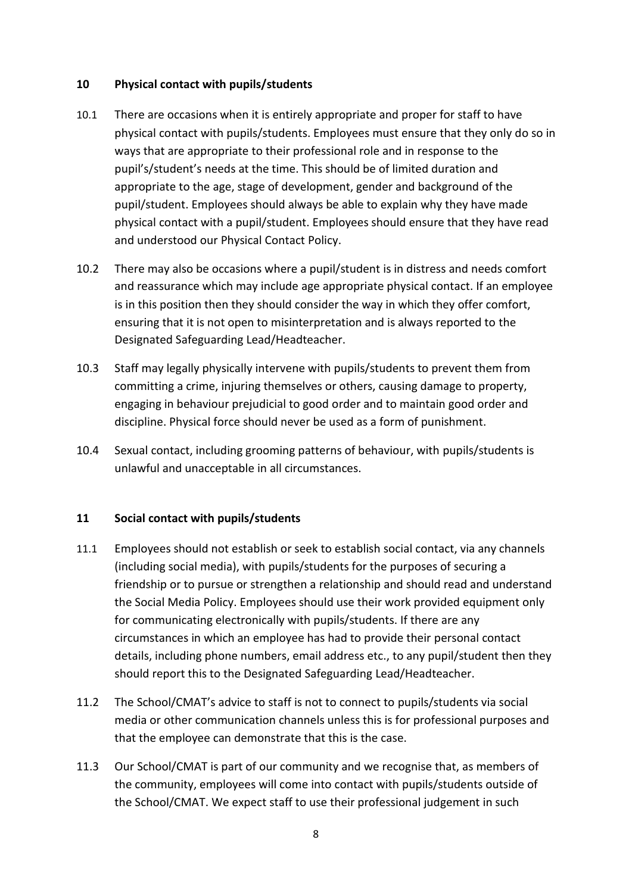## 10 Physical contact with pupils/students

10.1 There are occasions when it is entirely appropriate and proper for staff to have physical contact with pupils/students. Employees must ensure that they only do so in ways that are appropriate to their professional role and in response to the pupil's/student's needs at the time. This should be of limited duration and appropriate to the age, stage of development, gender and background of the pupil/student. Employees should always be able to explain why they have made physical contact with a pupil/student. Employees should ensure that they have read and understood our Physical Contact Policy.

10.2 There may also be occasions where a pupil/student is in distress and needs comfort and reassurance which may include age appropriate physical contact. If an employee is in this position then they should consider the way in which they offer comfort, ensuring that it is not open to misinterpretation and is always reported to the Designated Safeguarding Lead/Headteacher.

10.3 Staff may legally physically intervene with pupils/students to prevent them from committing a crime, injuring themselves or others, causing damage to property, engaging in behaviour prejudicial to good order and to maintain good order and discipline. Physical force should never be used as a form of punishment.

10.4 Sexual contact, including grooming patterns of behaviour, with pupils/students is unlawful and unacceptable in all circumstances.

## 11 Social contact with pupils/students

11.1 Employees should not establish or seek to establish social contact, via any channels (including social media), with pupils/students for the purposes of securing a friendship or to pursue or strengthen a relationship and should read and understand the Social Media Policy. Employees should use their work provided equipment only for communicating electronically with pupils/students. If there are any circumstances in which an employee has had to provide their personal contact details, including phone numbers, email address etc., to any pupil/student then they should report this to the Designated Safeguarding Lead/Headteacher.

11.2 The School/CMAT's advice to staff is not to connect to pupils/students via social media or other communication channels unless this is for professional purposes and that the employee can demonstrate that this is the case.

11.3 Our School/CMAT is part of our community and we recognise that, as members of the community, employees will come into contact with pupils/students outside of the School/CMAT. We expect staff to use their professional judgement in such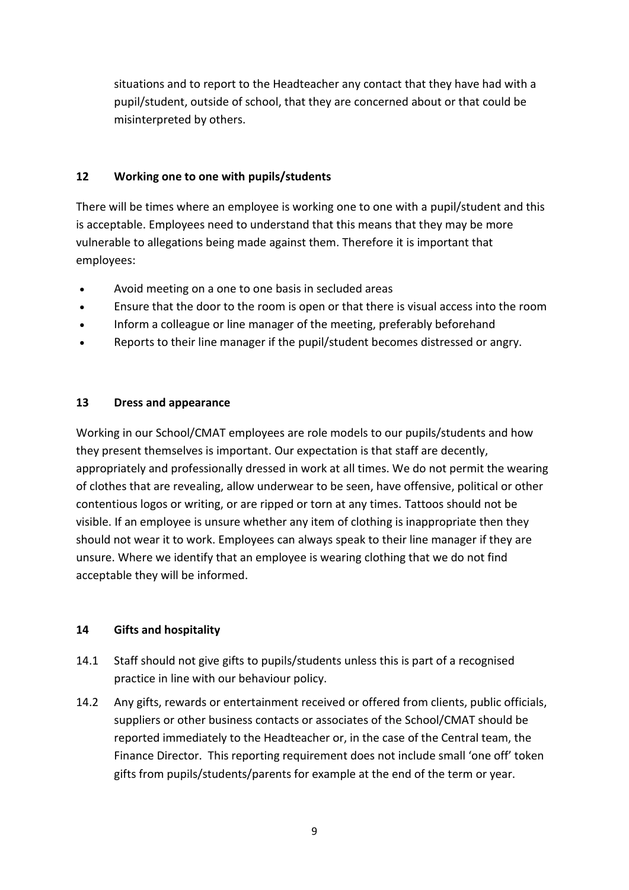situations and to report to the Headteacher any contact that they have had with a pupil/student, outside of school, that they are concerned about or that could be misinterpreted by others.

## 12 Working one to one with pupils/students

There will be times where an employee is working one to one with a pupil/student and this is acceptable. Employees need to understand that this means that they may be more vulnerable to allegations being made against them. Therefore it is important that employees:

- Avoid meeting on a one to one basis in secluded areas
- Ensure that the door to the room is open or that there is visual access into the room
- Inform a colleague or line manager of the meeting, preferably beforehand
- Reports to their line manager if the pupil/student becomes distressed or angry.

## 13 Dress and appearance

Working in our School/CMAT employees are role models to our pupils/students and how they present themselves is important. Our expectation is that staff are decently, appropriately and professionally dressed in work at all times. We do not permit the wearing of clothes that are revealing, allow underwear to be seen, have offensive, political or other contentious logos or writing, or are ripped or torn at any times. Tattoos should not be visible. If an employee is unsure whether any item of clothing is inappropriate then they should not wear it to work. Employees can always speak to their line manager if they are unsure. Where we identify that an employee is wearing clothing that we do not find acceptable they will be informed.

## 14 Gifts and hospitality

14.1 Staff should not give gifts to pupils/students unless this is part of a recognised practice in line with our behaviour policy.

14.2 Any gifts, rewards or entertainment received or offered from clients, public officials, suppliers or other business contacts or associates of the School/CMAT should be reported immediately to the Headteacher or, in the case of the Central team, the Finance Director. This reporting requirement does not include small 'one off' token gifts from pupils/students/parents for example at the end of the term or year.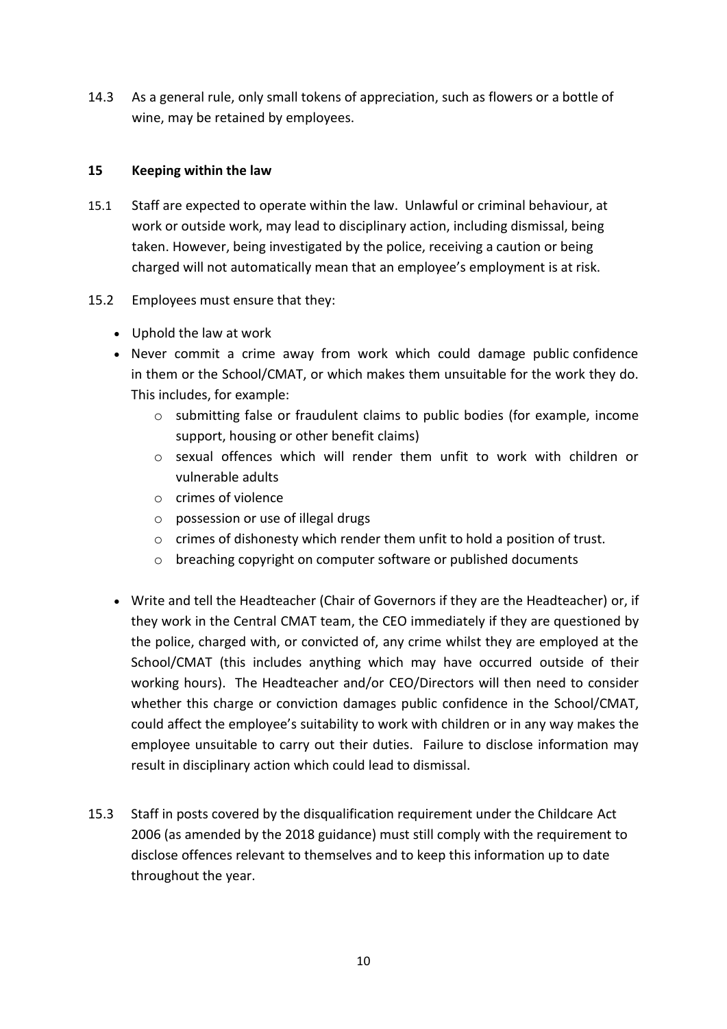14.3 As a general rule, only small tokens of appreciation, such as flowers or a bottle of wine, may be retained by employees.

## 15 Keeping within the law

15.1 Staff are expected to operate within the law. Unlawful or criminal behaviour, at work or outside work, may lead to disciplinary action, including dismissal, being taken. However, being investigated by the police, receiving a caution or being charged will not automatically mean that an employee's employment is at risk.

15.2 Employees must ensure that they:

- Uphold the law at work
- Never commit a crime away from work which could damage public confidence in them or the School/CMAT, or which makes them unsuitable for the work they do. This includes, for example:
  - submitting false or fraudulent claims to public bodies (for example, income support, housing or other benefit claims)
  - sexual offences which will render them unfit to work with children or vulnerable adults
  - crimes of violence
  - possession or use of illegal drugs
  - crimes of dishonesty which render them unfit to hold a position of trust.
  - breaching copyright on computer software or published documents
- Write and tell the Headteacher (Chair of Governors if they are the Headteacher) or, if they work in the Central CMAT team, the CEO immediately if they are questioned by the police, charged with, or convicted of, any crime whilst they are employed at the School/CMAT (this includes anything which may have occurred outside of their working hours). The Headteacher and/or CEO/Directors will then need to consider whether this charge or conviction damages public confidence in the School/CMAT, could affect the employee's suitability to work with children or in any way makes the employee unsuitable to carry out their duties. Failure to disclose information may result in disciplinary action which could lead to dismissal.

15.3 Staff in posts covered by the disqualification requirement under the Childcare Act 2006 (as amended by the 2018 guidance) must still comply with the requirement to disclose offences relevant to themselves and to keep this information up to date throughout the year.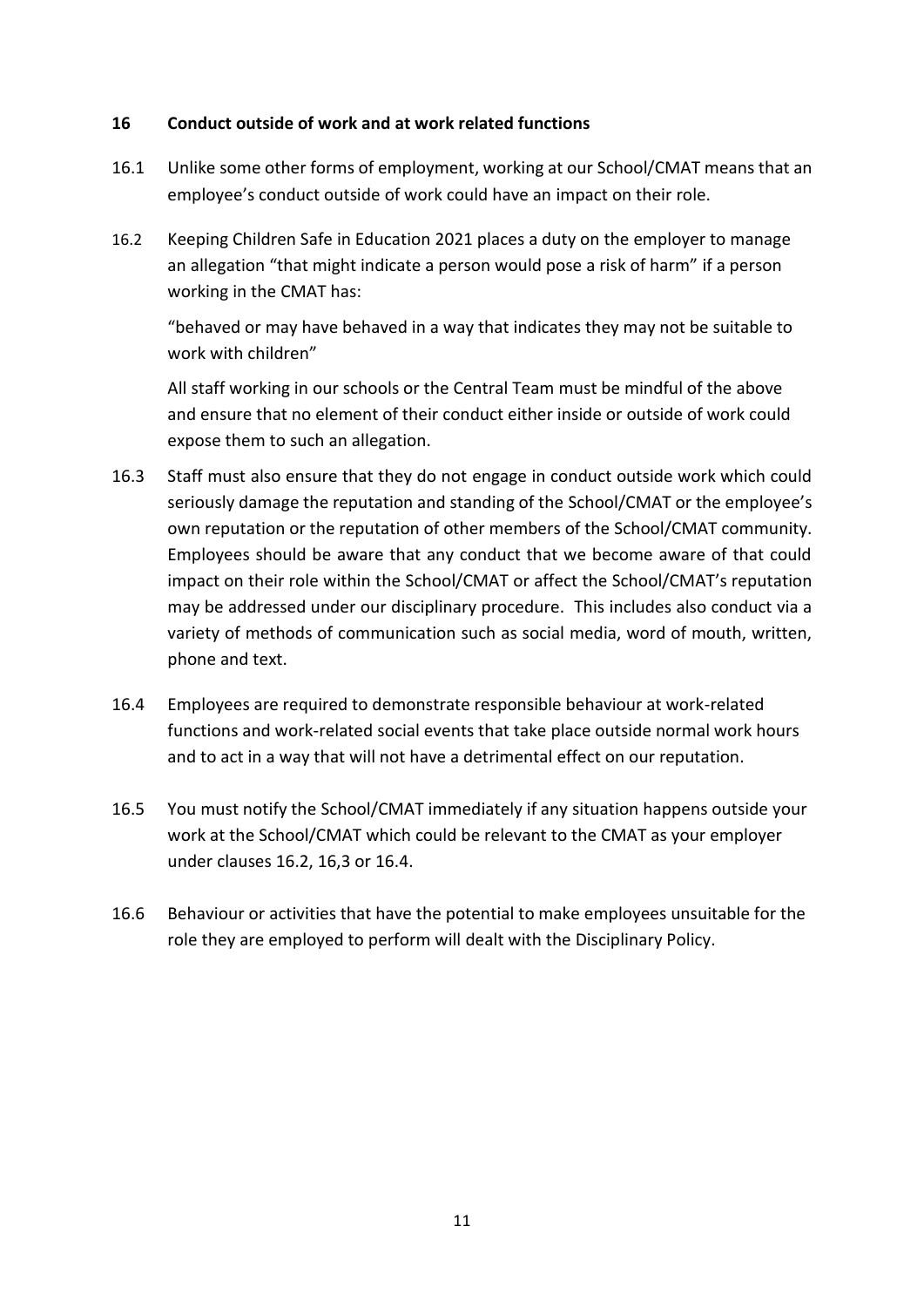## 16 Conduct outside of work and at work related functions

16.1 Unlike some other forms of employment, working at our School/CMAT means that an employee's conduct outside of work could have an impact on their role.

16.2 Keeping Children Safe in Education 2021 places a duty on the employer to manage an allegation "that might indicate a person would pose a risk of harm" if a person working in the CMAT has:

"behaved or may have behaved in a way that indicates they may not be suitable to work with children"

All staff working in our schools or the Central Team must be mindful of the above and ensure that no element of their conduct either inside or outside of work could expose them to such an allegation.

16.3 Staff must also ensure that they do not engage in conduct outside work which could seriously damage the reputation and standing of the School/CMAT or the employee's own reputation or the reputation of other members of the School/CMAT community. Employees should be aware that any conduct that we become aware of that could impact on their role within the School/CMAT or affect the School/CMAT's reputation may be addressed under our disciplinary procedure. This includes also conduct via a variety of methods of communication such as social media, word of mouth, written, phone and text.

16.4 Employees are required to demonstrate responsible behaviour at work-related functions and work-related social events that take place outside normal work hours and to act in a way that will not have a detrimental effect on our reputation.

16.5 You must notify the School/CMAT immediately if any situation happens outside your work at the School/CMAT which could be relevant to the CMAT as your employer under clauses 16.2, 16,3 or 16.4.

16.6 Behaviour or activities that have the potential to make employees unsuitable for the role they are employed to perform will dealt with the Disciplinary Policy.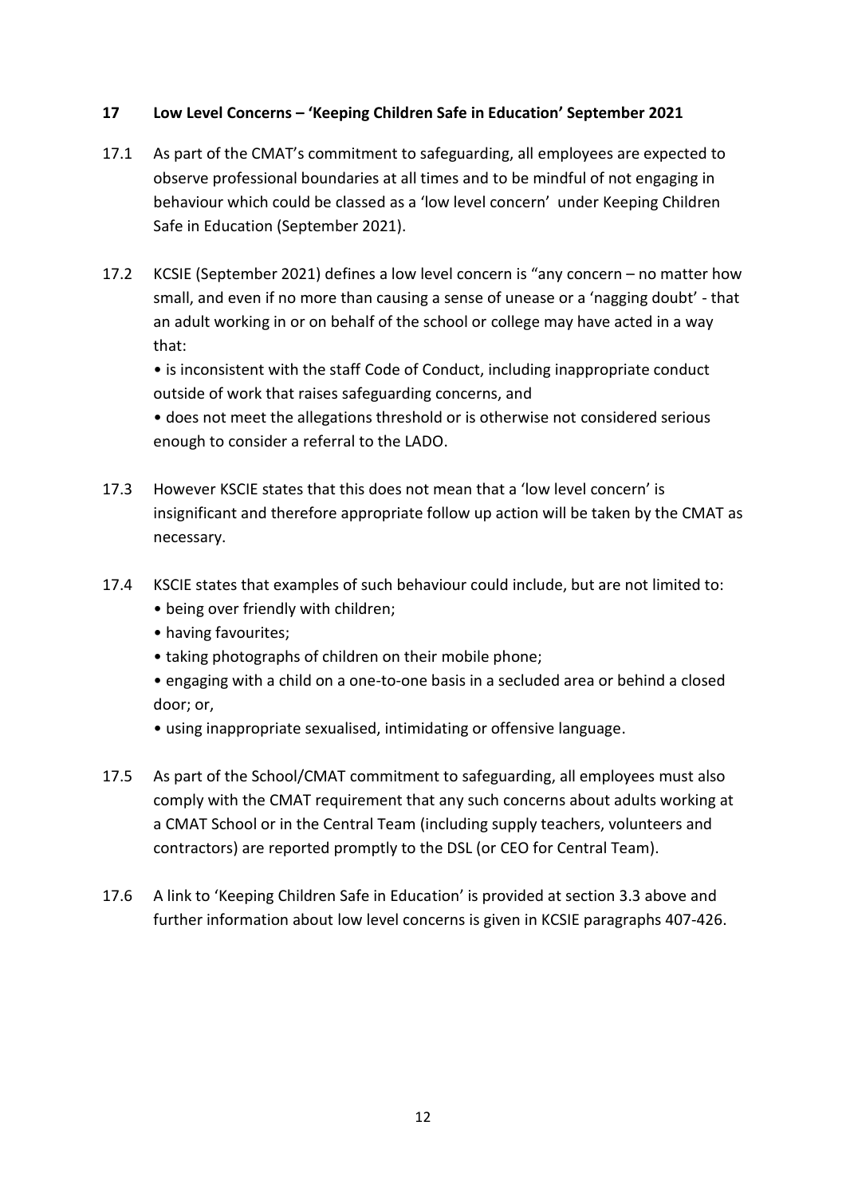## 17 Low Level Concerns – 'Keeping Children Safe in Education' September 2021

17.1 As part of the CMAT's commitment to safeguarding, all employees are expected to observe professional boundaries at all times and to be mindful of not engaging in behaviour which could be classed as a 'low level concern' under Keeping Children Safe in Education (September 2021).

17.2 KCSIE (September 2021) defines a low level concern is "any concern – no matter how small, and even if no more than causing a sense of unease or a 'nagging doubt' - that an adult working in or on behalf of the school or college may have acted in a way that:

- is inconsistent with the staff Code of Conduct, including inappropriate conduct outside of work that raises safeguarding concerns, and
- does not meet the allegations threshold or is otherwise not considered serious enough to consider a referral to the LADO.

17.3 However KSCIE states that this does not mean that a 'low level concern' is insignificant and therefore appropriate follow up action will be taken by the CMAT as necessary.

17.4 KSCIE states that examples of such behaviour could include, but are not limited to:

- being over friendly with children;
- having favourites;
- taking photographs of children on their mobile phone;
- engaging with a child on a one-to-one basis in a secluded area or behind a closed door; or,
- using inappropriate sexualised, intimidating or offensive language.

17.5 As part of the School/CMAT commitment to safeguarding, all employees must also comply with the CMAT requirement that any such concerns about adults working at a CMAT School or in the Central Team (including supply teachers, volunteers and contractors) are reported promptly to the DSL (or CEO for Central Team).

17.6 A link to 'Keeping Children Safe in Education' is provided at section 3.3 above and further information about low level concerns is given in KCSIE paragraphs 407-426.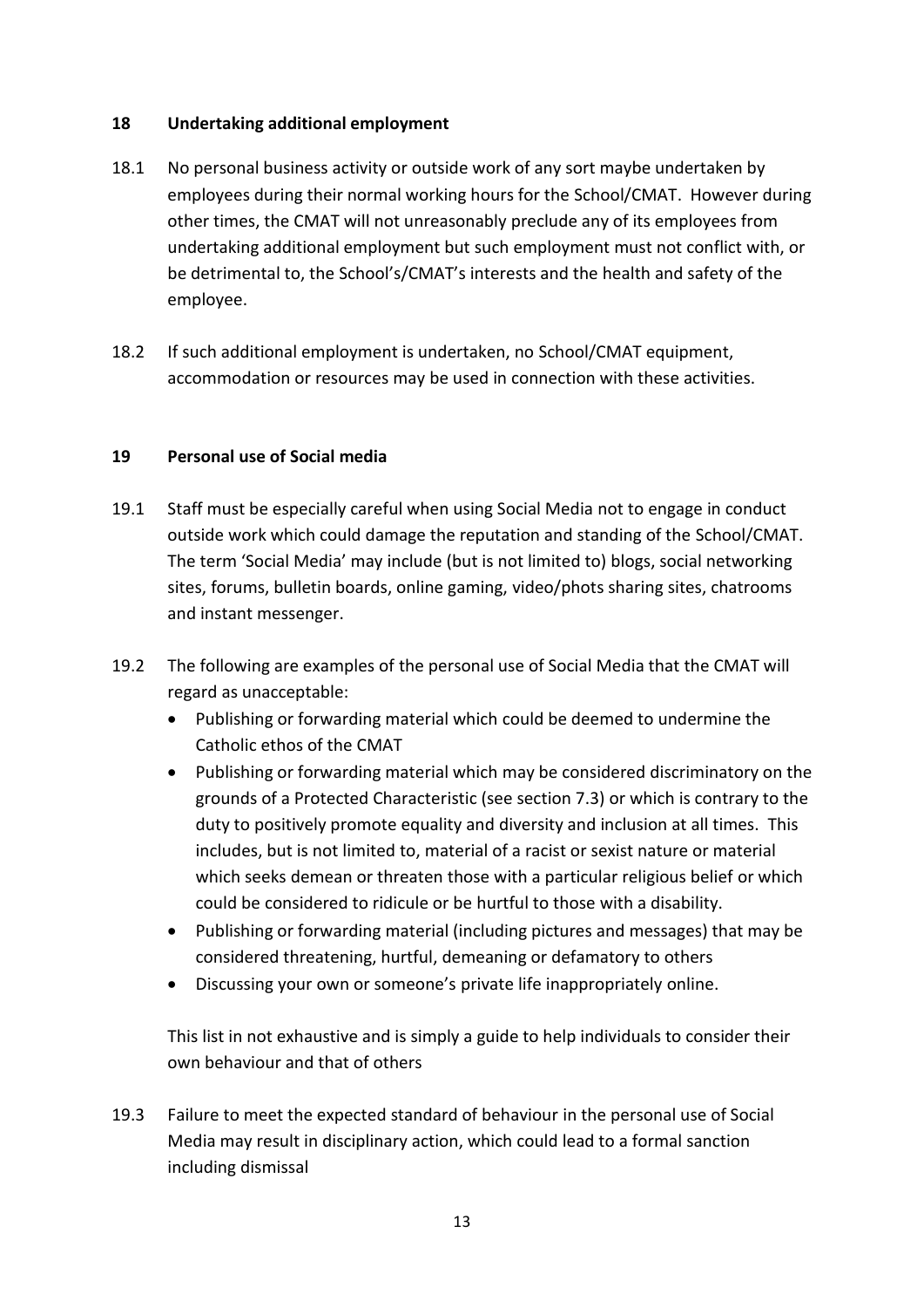## 18 Undertaking additional employment

18.1 No personal business activity or outside work of any sort maybe undertaken by employees during their normal working hours for the School/CMAT. However during other times, the CMAT will not unreasonably preclude any of its employees from undertaking additional employment but such employment must not conflict with, or be detrimental to, the School's/CMAT's interests and the health and safety of the employee.

18.2 If such additional employment is undertaken, no School/CMAT equipment, accommodation or resources may be used in connection with these activities.

## 19 Personal use of Social media

19.1 Staff must be especially careful when using Social Media not to engage in conduct outside work which could damage the reputation and standing of the School/CMAT. The term 'Social Media' may include (but is not limited to) blogs, social networking sites, forums, bulletin boards, online gaming, video/phots sharing sites, chatrooms and instant messenger.

19.2 The following are examples of the personal use of Social Media that the CMAT will regard as unacceptable:

- Publishing or forwarding material which could be deemed to undermine the Catholic ethos of the CMAT
- Publishing or forwarding material which may be considered discriminatory on the grounds of a Protected Characteristic (see section 7.3) or which is contrary to the duty to positively promote equality and diversity and inclusion at all times. This includes, but is not limited to, material of a racist or sexist nature or material which seeks demean or threaten those with a particular religious belief or which could be considered to ridicule or be hurtful to those with a disability.
- Publishing or forwarding material (including pictures and messages) that may be considered threatening, hurtful, demeaning or defamatory to others
- Discussing your own or someone's private life inappropriately online.

This list in not exhaustive and is simply a guide to help individuals to consider their own behaviour and that of others

19.3 Failure to meet the expected standard of behaviour in the personal use of Social Media may result in disciplinary action, which could lead to a formal sanction including dismissal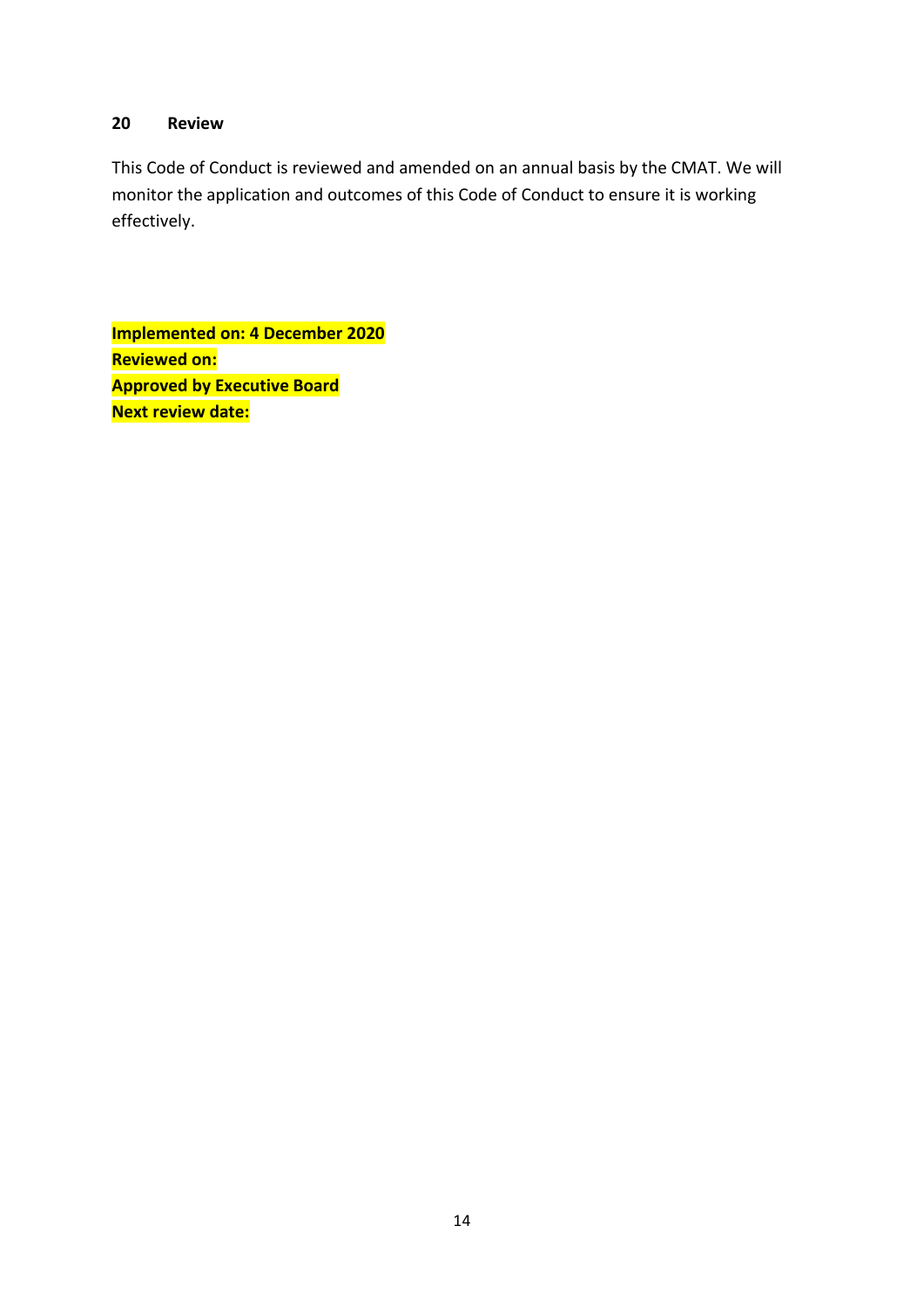## 20 Review

This Code of Conduct is reviewed and amended on an annual basis by the CMAT. We will monitor the application and outcomes of this Code of Conduct to ensure it is working effectively.

**Implemented on: 4 December 2020**
**Reviewed on:**
**Approved by Executive Board**
**Next review date:**